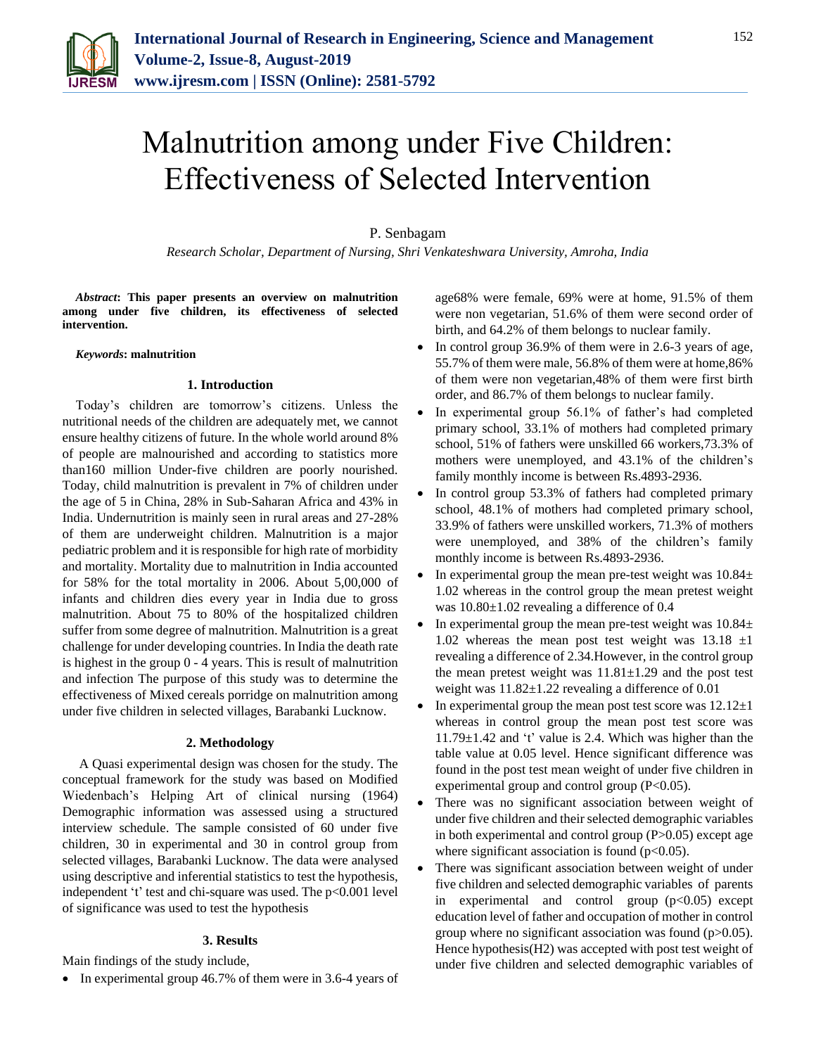# Malnutrition among under Five Children: Effectiveness of Selected Intervention

P. Senbagam

*Research Scholar, Department of Nursing, Shri Venkateshwara University, Amroha, India*

***Abstract*: This paper presents an overview on malnutrition among under five children, its effectiveness of selected intervention.**

***Keywords*: malnutrition**

## 1. Introduction

Today's children are tomorrow's citizens. Unless the nutritional needs of the children are adequately met, we cannot ensure healthy citizens of future. In the whole world around 8% of people are malnourished and according to statistics more than160 million Under-five children are poorly nourished. Today, child malnutrition is prevalent in 7% of children under the age of 5 in China, 28% in Sub-Saharan Africa and 43% in India. Undernutrition is mainly seen in rural areas and 27-28% of them are underweight children. Malnutrition is a major pediatric problem and it is responsible for high rate of morbidity and mortality. Mortality due to malnutrition in India accounted for 58% for the total mortality in 2006. About 5,00,000 of infants and children dies every year in India due to gross malnutrition. About 75 to 80% of the hospitalized children suffer from some degree of malnutrition. Malnutrition is a great challenge for under developing countries. In India the death rate is highest in the group 0 - 4 years. This is result of malnutrition and infection The purpose of this study was to determine the effectiveness of Mixed cereals porridge on malnutrition among under five children in selected villages, Barabanki Lucknow.

## 2. Methodology

A Quasi experimental design was chosen for the study. The conceptual framework for the study was based on Modified Wiedenbach's Helping Art of clinical nursing (1964) Demographic information was assessed using a structured interview schedule. The sample consisted of 60 under five children, 30 in experimental and 30 in control group from selected villages, Barabanki Lucknow. The data were analysed using descriptive and inferential statistics to test the hypothesis, independent 't' test and chi-square was used. The $p<0.001$ level of significance was used to test the hypothesis

## 3. Results

Main findings of the study include,

- In experimental group 46.7% of them were in 3.6-4 years of age68% were female, 69% were at home, 91.5% of them were non vegetarian, 51.6% of them were second order of birth, and 64.2% of them belongs to nuclear family.
- In control group 36.9% of them were in 2.6-3 years of age, 55.7% of them were male, 56.8% of them were at home,86% of them were non vegetarian,48% of them were first birth order, and 86.7% of them belongs to nuclear family.
- In experimental group 56.1% of father's had completed primary school, 33.1% of mothers had completed primary school, 51% of fathers were unskilled 66 workers,73.3% of mothers were unemployed, and 43.1% of the children's family monthly income is between Rs.4893-2936.
- In control group 53.3% of fathers had completed primary school, 48.1% of mothers had completed primary school, 33.9% of fathers were unskilled workers, 71.3% of mothers were unemployed, and 38% of the children's family monthly income is between Rs.4893-2936.
- In experimental group the mean pre-test weight was $10.84\pm 1.02$ whereas in the control group the mean pretest weight was $10.80\pm1.02$ revealing a difference of 0.4
- In experimental group the mean pre-test weight was $10.84\pm 1.02$ whereas the mean post test weight was $13.18 \pm1$ revealing a difference of 2.34.However, in the control group the mean pretest weight was $11.81\pm1.29$ and the post test weight was $11.82\pm1.22$ revealing a difference of 0.01
- In experimental group the mean post test score was $12.12\pm1$ whereas in control group the mean post test score was $11.79\pm1.42$ and 't' value is 2.4. Which was higher than the table value at 0.05 level. Hence significant difference was found in the post test mean weight of under five children in experimental group and control group ($P<0.05$).
- There was no significant association between weight of under five children and their selected demographic variables in both experimental and control group ($P>0.05$) except age where significant association is found ($p<0.05$).
- There was significant association between weight of under five children and selected demographic variables of parents in experimental and control group ($p<0.05$) except education level of father and occupation of mother in control group where no significant association was found ($p>0.05$). Hence hypothesis(H2) was accepted with post test weight of under five children and selected demographic variables of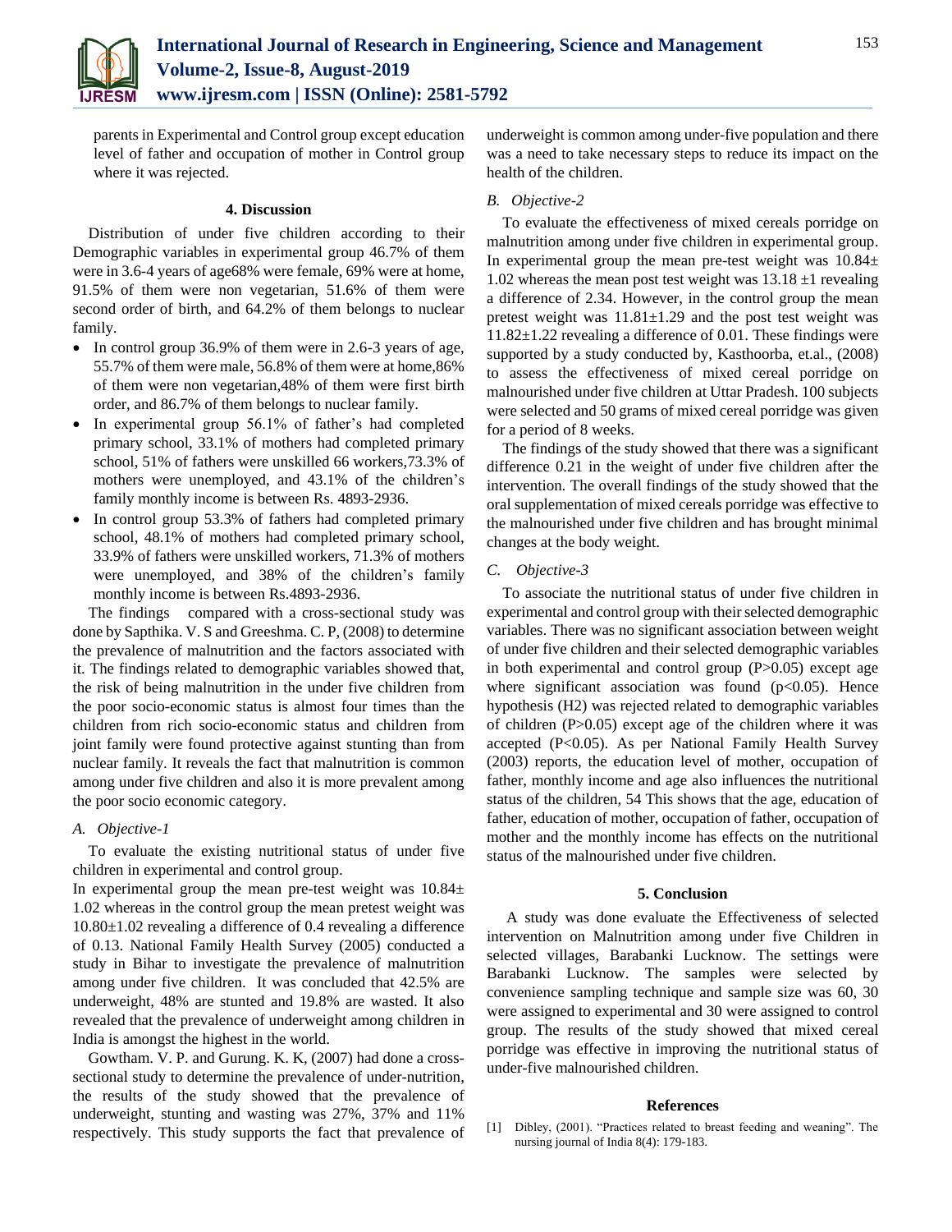parents in Experimental and Control group except education level of father and occupation of mother in Control group where it was rejected.

## 4. Discussion

Distribution of under five children according to their Demographic variables in experimental group 46.7% of them were in 3.6-4 years of age68% were female, 69% were at home, 91.5% of them were non vegetarian, 51.6% of them were second order of birth, and 64.2% of them belongs to nuclear family.

- In control group 36.9% of them were in 2.6-3 years of age, 55.7% of them were male, 56.8% of them were at home,86% of them were non vegetarian,48% of them were first birth order, and 86.7% of them belongs to nuclear family.
- In experimental group 56.1% of father's had completed primary school, 33.1% of mothers had completed primary school, 51% of fathers were unskilled 66 workers,73.3% of mothers were unemployed, and 43.1% of the children's family monthly income is between Rs. 4893-2936.
- In control group 53.3% of fathers had completed primary school, 48.1% of mothers had completed primary school, 33.9% of fathers were unskilled workers, 71.3% of mothers were unemployed, and 38% of the children's family monthly income is between Rs.4893-2936.

The findings compared with a cross-sectional study was done by Sapthika. V. S and Greeshma. C. P, (2008) to determine the prevalence of malnutrition and the factors associated with it. The findings related to demographic variables showed that, the risk of being malnutrition in the under five children from the poor socio-economic status is almost four times than the children from rich socio-economic status and children from joint family were found protective against stunting than from nuclear family. It reveals the fact that malnutrition is common among under five children and also it is more prevalent among the poor socio economic category.

### A. Objective-1

To evaluate the existing nutritional status of under five children in experimental and control group.

In experimental group the mean pre-test weight was $10.84 \pm 1.02$ whereas in the control group the mean pretest weight was $10.80 \pm 1.02$ revealing a difference of 0.4 revealing a difference of 0.13. National Family Health Survey (2005) conducted a study in Bihar to investigate the prevalence of malnutrition among under five children. It was concluded that 42.5% are underweight, 48% are stunted and 19.8% are wasted. It also revealed that the prevalence of underweight among children in India is amongst the highest in the world.

Gowtham. V. P. and Gurung. K. K, (2007) had done a cross-sectional study to determine the prevalence of under-nutrition, the results of the study showed that the prevalence of underweight, stunting and wasting was 27%, 37% and 11% respectively. This study supports the fact that prevalence of underweight is common among under-five population and there was a need to take necessary steps to reduce its impact on the health of the children.

### B. Objective-2

To evaluate the effectiveness of mixed cereals porridge on malnutrition among under five children in experimental group. In experimental group the mean pre-test weight was $10.84 \pm 1.02$ whereas the mean post test weight was $13.18 \pm 1$ revealing a difference of 2.34. However, in the control group the mean pretest weight was $11.81 \pm 1.29$ and the post test weight was $11.82 \pm 1.22$ revealing a difference of 0.01. These findings were supported by a study conducted by, Kasthoorba, et.al., (2008) to assess the effectiveness of mixed cereal porridge on malnourished under five children at Uttar Pradesh. 100 subjects were selected and 50 grams of mixed cereal porridge was given for a period of 8 weeks.

The findings of the study showed that there was a significant difference 0.21 in the weight of under five children after the intervention. The overall findings of the study showed that the oral supplementation of mixed cereals porridge was effective to the malnourished under five children and has brought minimal changes at the body weight.

### C. Objective-3

To associate the nutritional status of under five children in experimental and control group with their selected demographic variables. There was no significant association between weight of under five children and their selected demographic variables in both experimental and control group ($P>0.05$) except age where significant association was found ($p<0.05$). Hence hypothesis (H2) was rejected related to demographic variables of children ($P>0.05$) except age of the children where it was accepted ($P<0.05$). As per National Family Health Survey (2003) reports, the education level of mother, occupation of father, monthly income and age also influences the nutritional status of the children, 54 This shows that the age, education of father, education of mother, occupation of father, occupation of mother and the monthly income has effects on the nutritional status of the malnourished under five children.

## 5. Conclusion

A study was done evaluate the Effectiveness of selected intervention on Malnutrition among under five Children in selected villages, Barabanki Lucknow. The settings were Barabanki Lucknow. The samples were selected by convenience sampling technique and sample size was 60, 30 were assigned to experimental and 30 were assigned to control group. The results of the study showed that mixed cereal porridge was effective in improving the nutritional status of under-five malnourished children.

## References

[1] Dibley, (2001). "Practices related to breast feeding and weaning". The nursing journal of India 8(4): 179-183.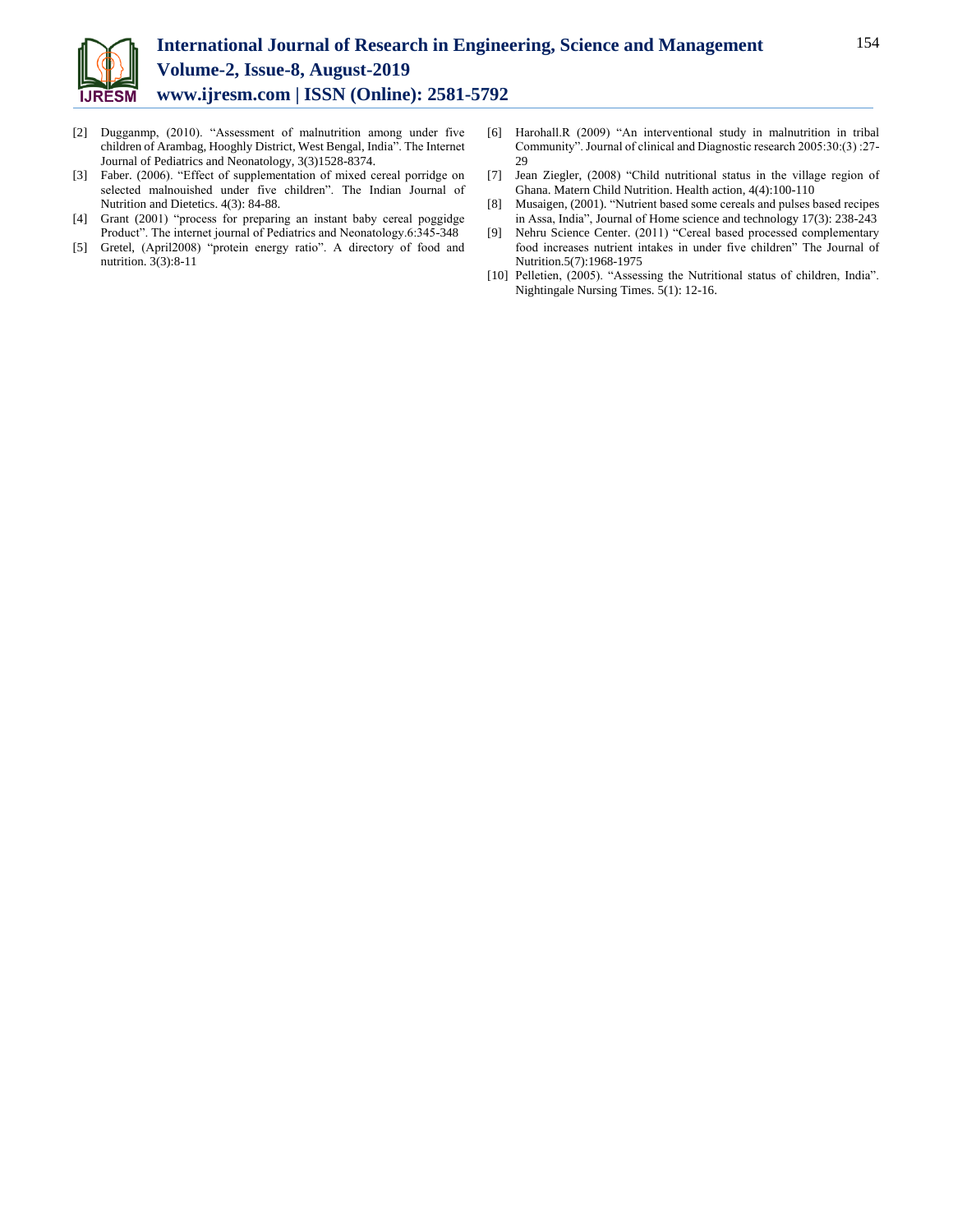[2] Dugganmp, (2010). "Assessment of malnutrition among under five children of Arambag, Hooghly District, West Bengal, India". The Internet Journal of Pediatrics and Neonatology, 3(3)1528-8374.

[3] Faber. (2006). "Effect of supplementation of mixed cereal porridge on selected malnouished under five children". The Indian Journal of Nutrition and Dietetics. 4(3): 84-88.

[4] Grant (2001) "process for preparing an instant baby cereal poggidge Product". The internet journal of Pediatrics and Neonatology.6:345-348

[5] Gretel, (April2008) "protein energy ratio". A directory of food and nutrition. 3(3):8-11

[6] Harohall.R (2009) "An interventional study in malnutrition in tribal Community". Journal of clinical and Diagnostic research 2005:30:(3) :27-29

[7] Jean Ziegler, (2008) "Child nutritional status in the village region of Ghana. Matern Child Nutrition. Health action, 4(4):100-110

[8] Musaigen, (2001). "Nutrient based some cereals and pulses based recipes in Assa, India", Journal of Home science and technology 17(3): 238-243

[9] Nehru Science Center. (2011) "Cereal based processed complementary food increases nutrient intakes in under five children" The Journal of Nutrition.5(7):1968-1975

[10] Pelletien, (2005). "Assessing the Nutritional status of children, India". Nightingale Nursing Times. 5(1): 12-16.